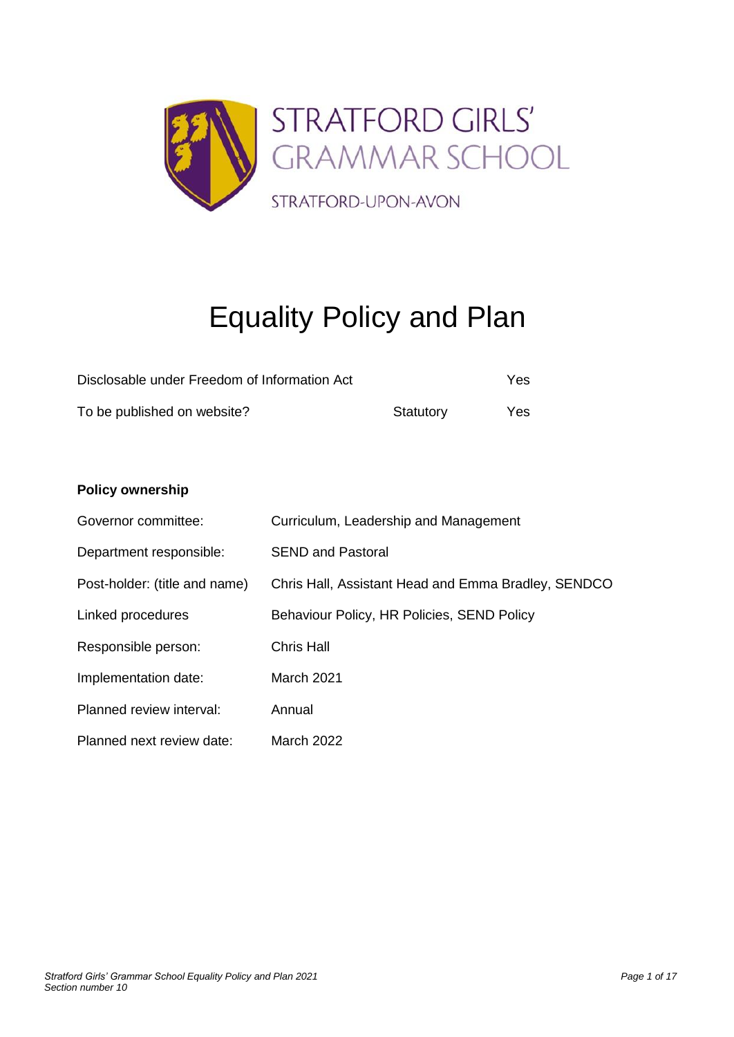STRATFORD GIRLS' GRAMMAR SCHOOL

STRATFORD-UPON-AVON

# Equality Policy and Plan

| | | |
|---|---|---|
| Disclosable under Freedom of Information Act | | Yes |
| To be published on website? | Statutory | Yes |

**Policy ownership**

| | |
|---|---|
| Governor committee: | Curriculum, Leadership and Management |
| Department responsible: | SEND and Pastoral |
| Post-holder: (title and name) | Chris Hall, Assistant Head and Emma Bradley, SENDCO |
| Linked procedures | Behaviour Policy, HR Policies, SEND Policy |
| Responsible person: | Chris Hall |
| Implementation date: | March 2021 |
| Planned review interval: | Annual |
| Planned next review date: | March 2022 |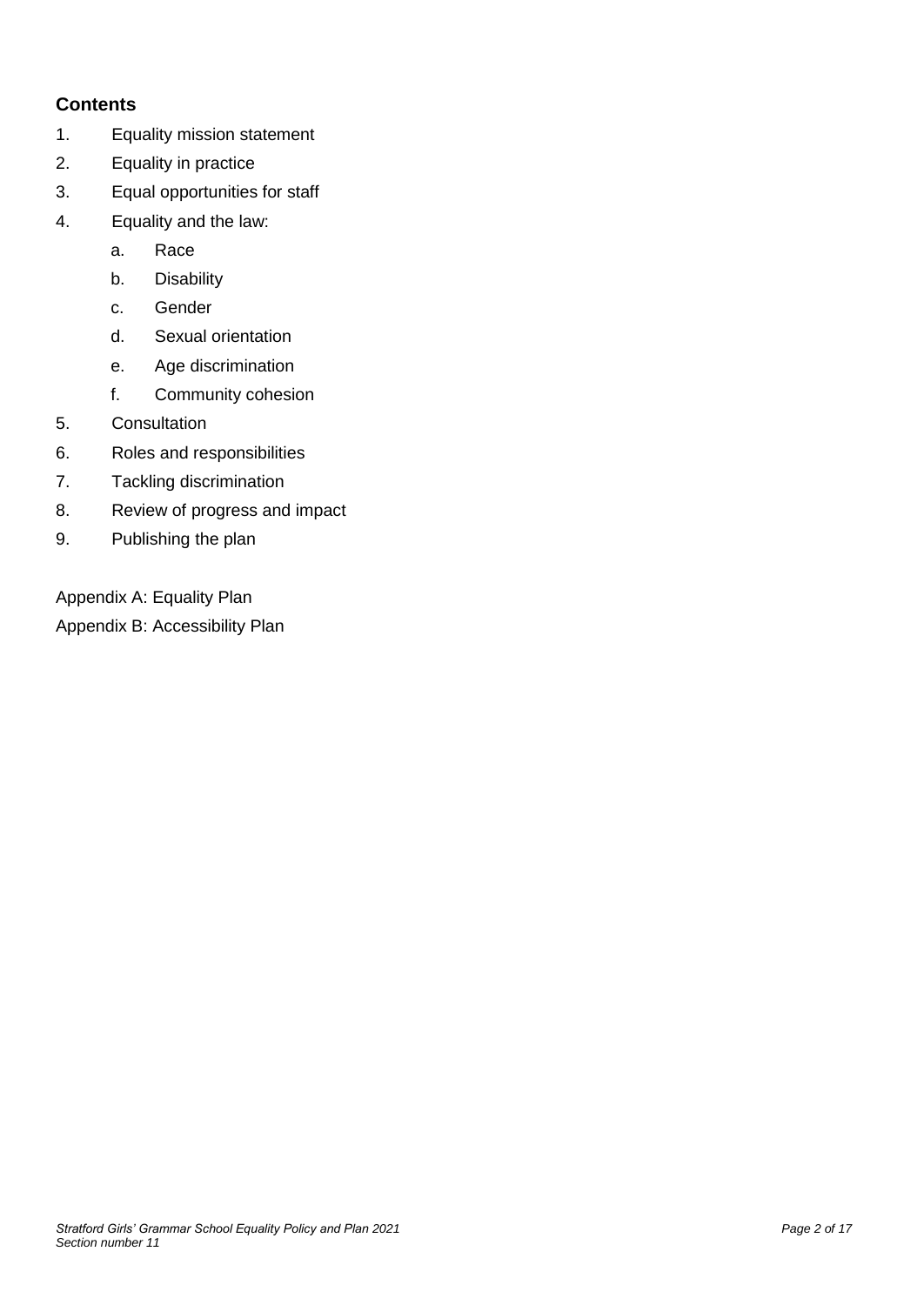## Contents

1. Equality mission statement
2. Equality in practice
3. Equal opportunities for staff
4. Equality and the law:
    a. Race
    b. Disability
    c. Gender
    d. Sexual orientation
    e. Age discrimination
    f. Community cohesion
5. Consultation
6. Roles and responsibilities
7. Tackling discrimination
8. Review of progress and impact
9. Publishing the plan

Appendix A: Equality Plan

Appendix B: Accessibility Plan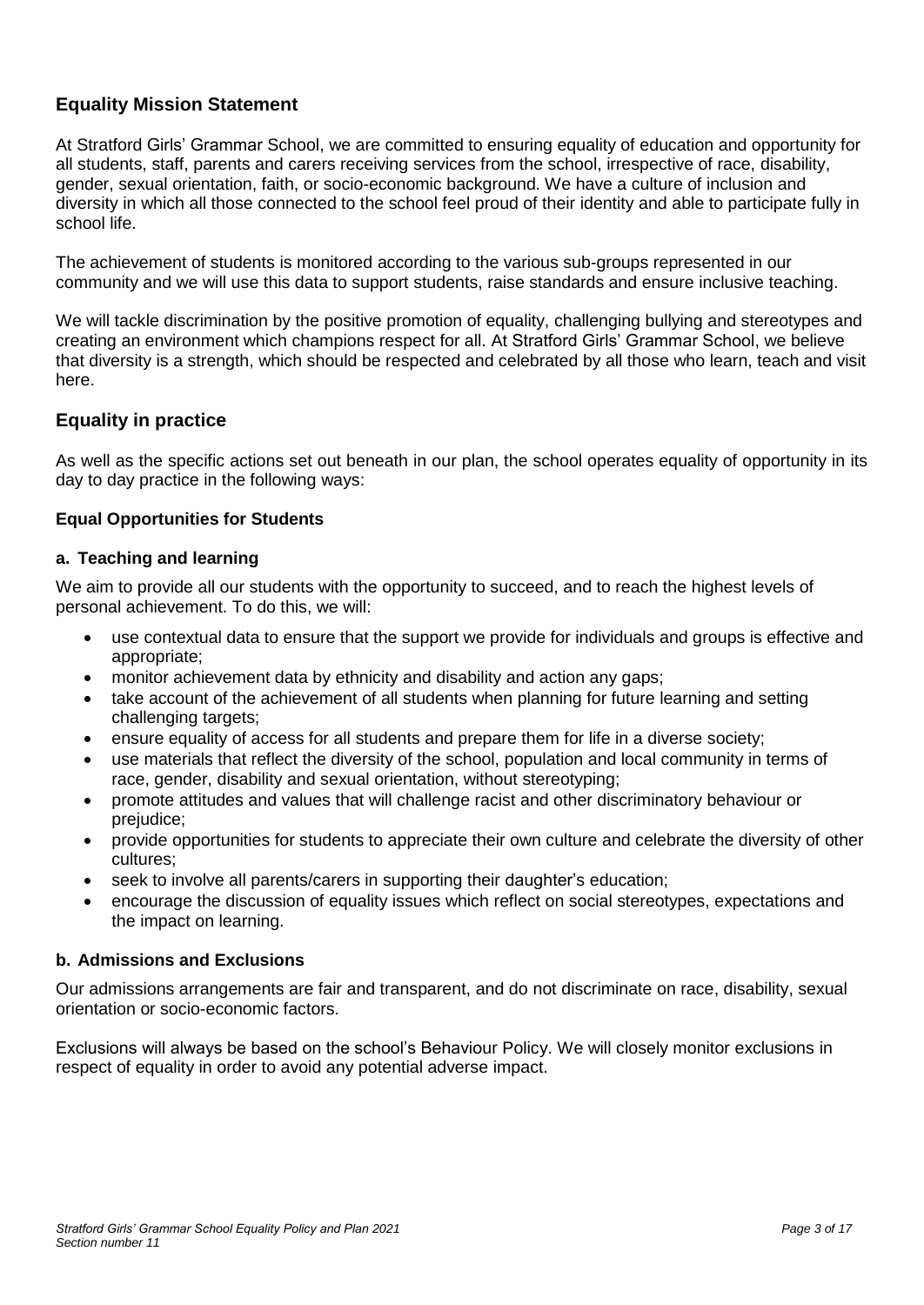## Equality Mission Statement

At Stratford Girls' Grammar School, we are committed to ensuring equality of education and opportunity for all students, staff, parents and carers receiving services from the school, irrespective of race, disability, gender, sexual orientation, faith, or socio-economic background. We have a culture of inclusion and diversity in which all those connected to the school feel proud of their identity and able to participate fully in school life.

The achievement of students is monitored according to the various sub-groups represented in our community and we will use this data to support students, raise standards and ensure inclusive teaching.

We will tackle discrimination by the positive promotion of equality, challenging bullying and stereotypes and creating an environment which champions respect for all. At Stratford Girls' Grammar School, we believe that diversity is a strength, which should be respected and celebrated by all those who learn, teach and visit here.

## Equality in practice

As well as the specific actions set out beneath in our plan, the school operates equality of opportunity in its day to day practice in the following ways:

### Equal Opportunities for Students

#### a. Teaching and learning

We aim to provide all our students with the opportunity to succeed, and to reach the highest levels of personal achievement. To do this, we will:

- use contextual data to ensure that the support we provide for individuals and groups is effective and appropriate;
- monitor achievement data by ethnicity and disability and action any gaps;
- take account of the achievement of all students when planning for future learning and setting challenging targets;
- ensure equality of access for all students and prepare them for life in a diverse society;
- use materials that reflect the diversity of the school, population and local community in terms of race, gender, disability and sexual orientation, without stereotyping;
- promote attitudes and values that will challenge racist and other discriminatory behaviour or prejudice;
- provide opportunities for students to appreciate their own culture and celebrate the diversity of other cultures;
- seek to involve all parents/carers in supporting their daughter's education;
- encourage the discussion of equality issues which reflect on social stereotypes, expectations and the impact on learning.

#### b. Admissions and Exclusions

Our admissions arrangements are fair and transparent, and do not discriminate on race, disability, sexual orientation or socio-economic factors.

Exclusions will always be based on the school's Behaviour Policy. We will closely monitor exclusions in respect of equality in order to avoid any potential adverse impact.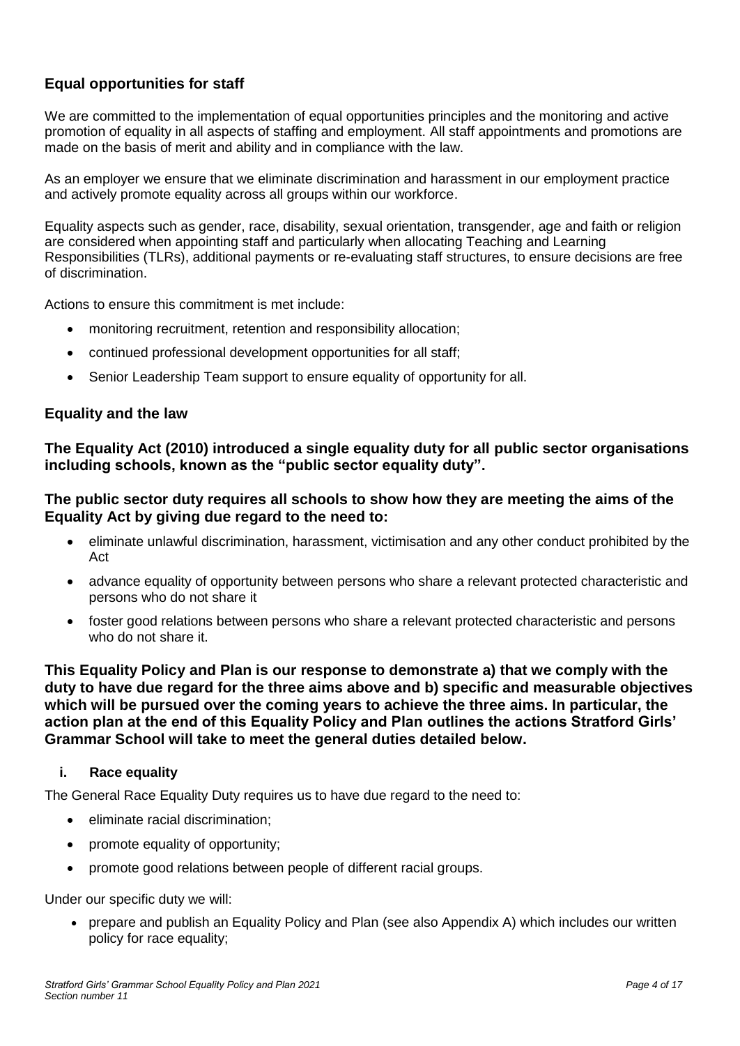## Equal opportunities for staff

We are committed to the implementation of equal opportunities principles and the monitoring and active promotion of equality in all aspects of staffing and employment. All staff appointments and promotions are made on the basis of merit and ability and in compliance with the law.

As an employer we ensure that we eliminate discrimination and harassment in our employment practice and actively promote equality across all groups within our workforce.

Equality aspects such as gender, race, disability, sexual orientation, transgender, age and faith or religion are considered when appointing staff and particularly when allocating Teaching and Learning Responsibilities (TLRs), additional payments or re-evaluating staff structures, to ensure decisions are free of discrimination.

Actions to ensure this commitment is met include:

- monitoring recruitment, retention and responsibility allocation;
- continued professional development opportunities for all staff;
- Senior Leadership Team support to ensure equality of opportunity for all.

## Equality and the law

**The Equality Act (2010) introduced a single equality duty for all public sector organisations including schools, known as the "public sector equality duty".**

**The public sector duty requires all schools to show how they are meeting the aims of the Equality Act by giving due regard to the need to:**

- eliminate unlawful discrimination, harassment, victimisation and any other conduct prohibited by the Act
- advance equality of opportunity between persons who share a relevant protected characteristic and persons who do not share it
- foster good relations between persons who share a relevant protected characteristic and persons who do not share it.

**This Equality Policy and Plan is our response to demonstrate a) that we comply with the duty to have due regard for the three aims above and b) specific and measurable objectives which will be pursued over the coming years to achieve the three aims. In particular, the action plan at the end of this Equality Policy and Plan outlines the actions Stratford Girls' Grammar School will take to meet the general duties detailed below.**

### i. Race equality

The General Race Equality Duty requires us to have due regard to the need to:

- eliminate racial discrimination;
- promote equality of opportunity;
- promote good relations between people of different racial groups.

Under our specific duty we will:

- prepare and publish an Equality Policy and Plan (see also Appendix A) which includes our written policy for race equality;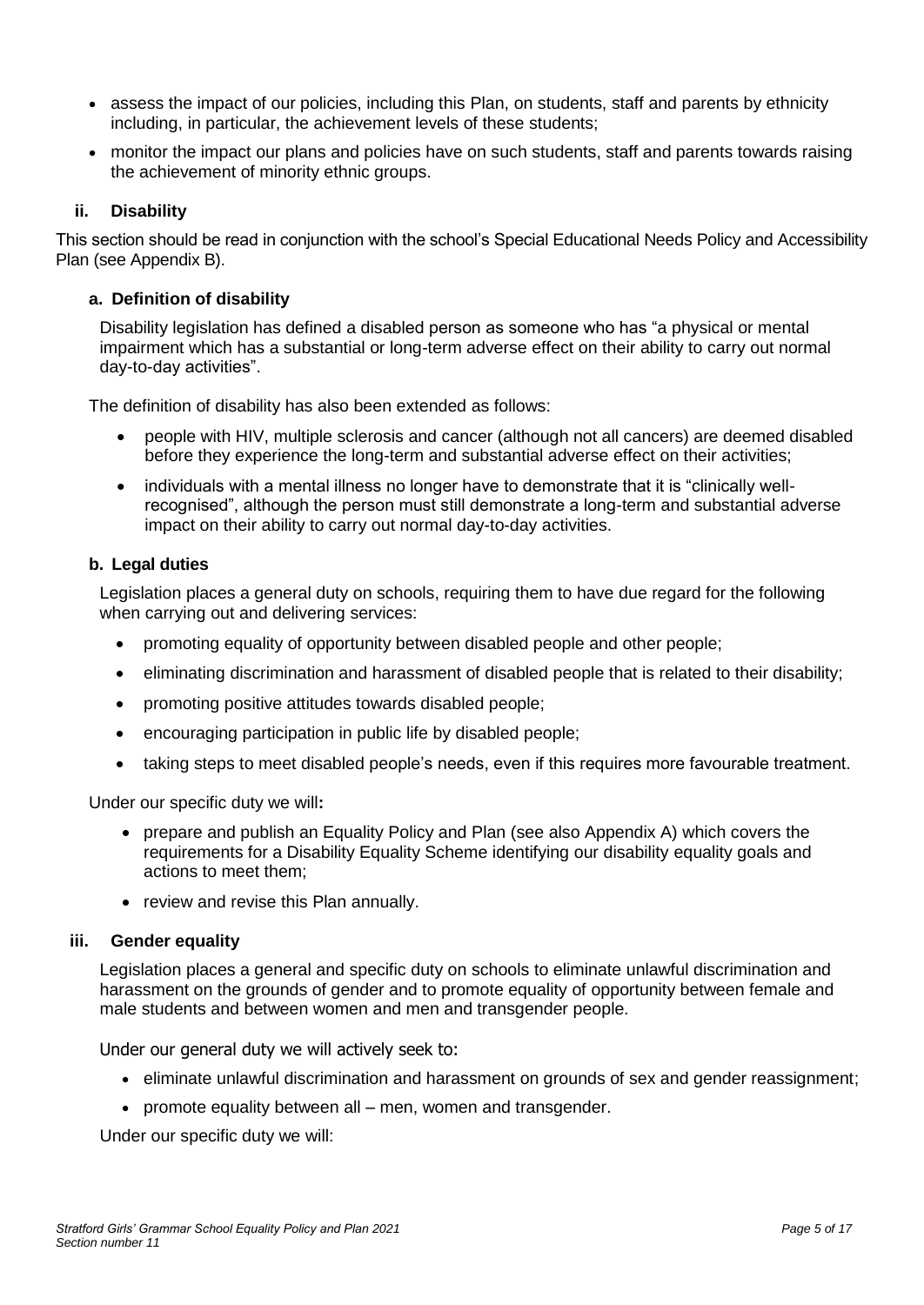- assess the impact of our policies, including this Plan, on students, staff and parents by ethnicity including, in particular, the achievement levels of these students;
- monitor the impact our plans and policies have on such students, staff and parents towards raising the achievement of minority ethnic groups.

### ii. Disability

This section should be read in conjunction with the school's Special Educational Needs Policy and Accessibility Plan (see Appendix B).

#### a. Definition of disability

Disability legislation has defined a disabled person as someone who has "a physical or mental impairment which has a substantial or long-term adverse effect on their ability to carry out normal day-to-day activities".

The definition of disability has also been extended as follows:

- people with HIV, multiple sclerosis and cancer (although not all cancers) are deemed disabled before they experience the long-term and substantial adverse effect on their activities;
- individuals with a mental illness no longer have to demonstrate that it is "clinically well-recognised", although the person must still demonstrate a long-term and substantial adverse impact on their ability to carry out normal day-to-day activities.

#### b. Legal duties

Legislation places a general duty on schools, requiring them to have due regard for the following when carrying out and delivering services:

- promoting equality of opportunity between disabled people and other people;
- eliminating discrimination and harassment of disabled people that is related to their disability;
- promoting positive attitudes towards disabled people;
- encouraging participation in public life by disabled people;
- taking steps to meet disabled people's needs, even if this requires more favourable treatment.

Under our specific duty we will**:**

- prepare and publish an Equality Policy and Plan (see also Appendix A) which covers the requirements for a Disability Equality Scheme identifying our disability equality goals and actions to meet them;
- review and revise this Plan annually.

### iii. Gender equality

Legislation places a general and specific duty on schools to eliminate unlawful discrimination and harassment on the grounds of gender and to promote equality of opportunity between female and male students and between women and men and transgender people.

Under our general duty we will actively seek to:

- eliminate unlawful discrimination and harassment on grounds of sex and gender reassignment;
- promote equality between all – men, women and transgender.

Under our specific duty we will: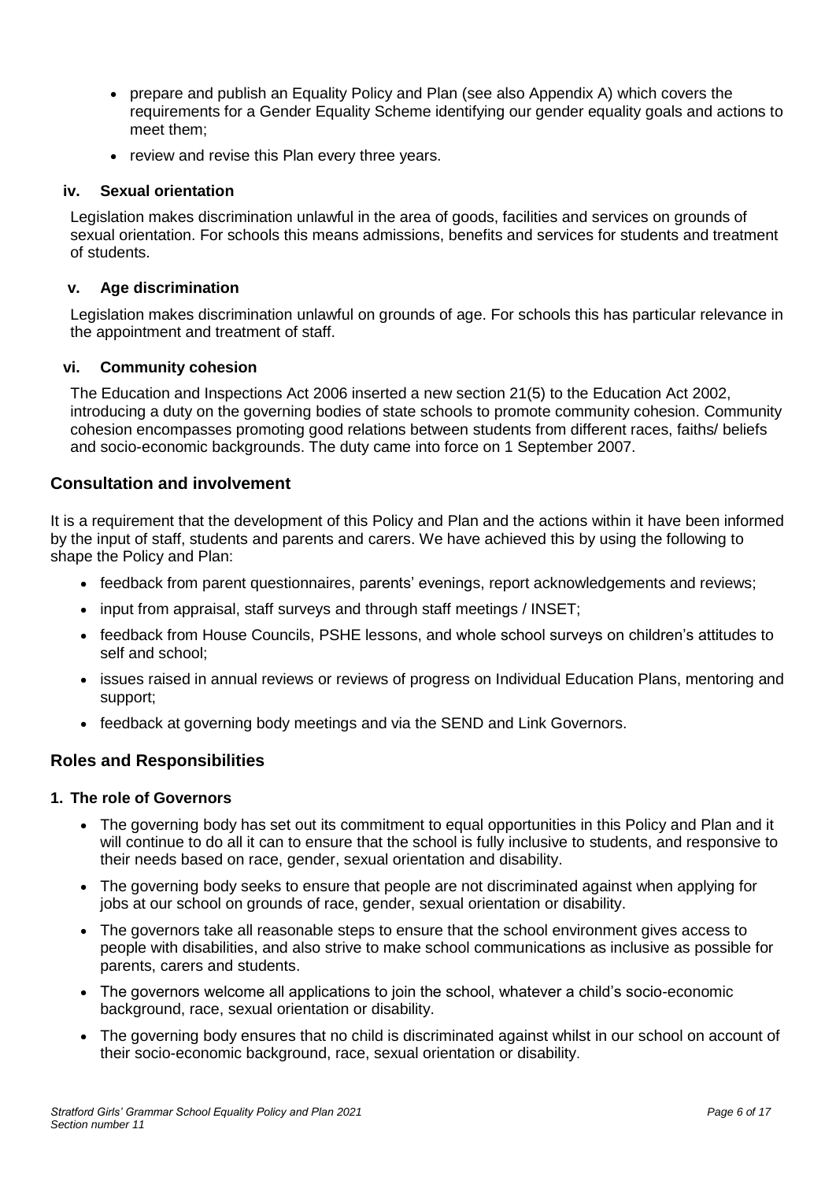- prepare and publish an Equality Policy and Plan (see also Appendix A) which covers the requirements for a Gender Equality Scheme identifying our gender equality goals and actions to meet them;
- review and revise this Plan every three years.

#### iv. Sexual orientation

Legislation makes discrimination unlawful in the area of goods, facilities and services on grounds of sexual orientation. For schools this means admissions, benefits and services for students and treatment of students.

#### v. Age discrimination

Legislation makes discrimination unlawful on grounds of age. For schools this has particular relevance in the appointment and treatment of staff.

#### vi. Community cohesion

The Education and Inspections Act 2006 inserted a new section 21(5) to the Education Act 2002, introducing a duty on the governing bodies of state schools to promote community cohesion. Community cohesion encompasses promoting good relations between students from different races, faiths/ beliefs and socio-economic backgrounds. The duty came into force on 1 September 2007.

## Consultation and involvement

It is a requirement that the development of this Policy and Plan and the actions within it have been informed by the input of staff, students and parents and carers. We have achieved this by using the following to shape the Policy and Plan:

- feedback from parent questionnaires, parents' evenings, report acknowledgements and reviews;
- input from appraisal, staff surveys and through staff meetings / INSET;
- feedback from House Councils, PSHE lessons, and whole school surveys on children's attitudes to self and school;
- issues raised in annual reviews or reviews of progress on Individual Education Plans, mentoring and support;
- feedback at governing body meetings and via the SEND and Link Governors.

## Roles and Responsibilities

#### 1. The role of Governors

- The governing body has set out its commitment to equal opportunities in this Policy and Plan and it will continue to do all it can to ensure that the school is fully inclusive to students, and responsive to their needs based on race, gender, sexual orientation and disability.
- The governing body seeks to ensure that people are not discriminated against when applying for jobs at our school on grounds of race, gender, sexual orientation or disability.
- The governors take all reasonable steps to ensure that the school environment gives access to people with disabilities, and also strive to make school communications as inclusive as possible for parents, carers and students.
- The governors welcome all applications to join the school, whatever a child's socio-economic background, race, sexual orientation or disability.
- The governing body ensures that no child is discriminated against whilst in our school on account of their socio-economic background, race, sexual orientation or disability.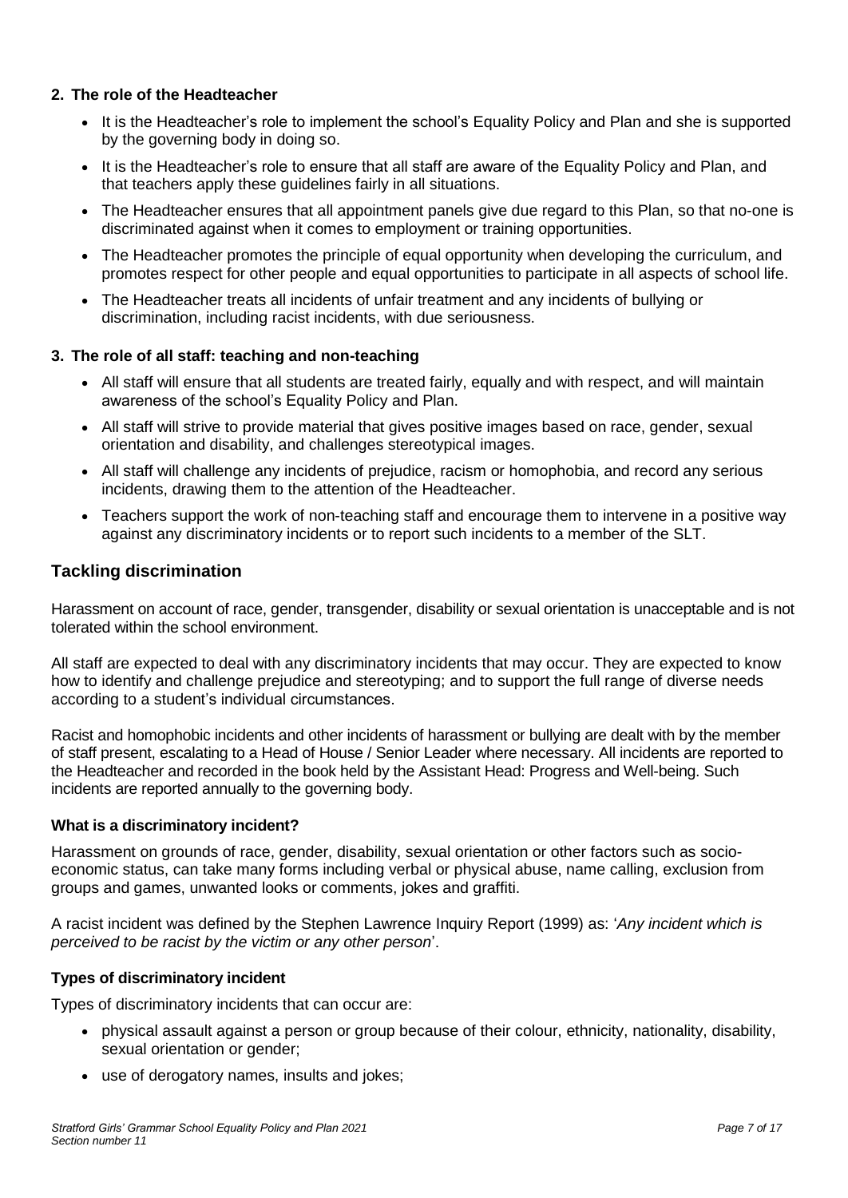**2. The role of the Headteacher**

- It is the Headteacher's role to implement the school's Equality Policy and Plan and she is supported by the governing body in doing so.
- It is the Headteacher's role to ensure that all staff are aware of the Equality Policy and Plan, and that teachers apply these guidelines fairly in all situations.
- The Headteacher ensures that all appointment panels give due regard to this Plan, so that no-one is discriminated against when it comes to employment or training opportunities.
- The Headteacher promotes the principle of equal opportunity when developing the curriculum, and promotes respect for other people and equal opportunities to participate in all aspects of school life.
- The Headteacher treats all incidents of unfair treatment and any incidents of bullying or discrimination, including racist incidents, with due seriousness.

**3. The role of all staff: teaching and non-teaching**

- All staff will ensure that all students are treated fairly, equally and with respect, and will maintain awareness of the school's Equality Policy and Plan.
- All staff will strive to provide material that gives positive images based on race, gender, sexual orientation and disability, and challenges stereotypical images.
- All staff will challenge any incidents of prejudice, racism or homophobia, and record any serious incidents, drawing them to the attention of the Headteacher.
- Teachers support the work of non-teaching staff and encourage them to intervene in a positive way against any discriminatory incidents or to report such incidents to a member of the SLT.

## Tackling discrimination

Harassment on account of race, gender, transgender, disability or sexual orientation is unacceptable and is not tolerated within the school environment.

All staff are expected to deal with any discriminatory incidents that may occur. They are expected to know how to identify and challenge prejudice and stereotyping; and to support the full range of diverse needs according to a student's individual circumstances.

Racist and homophobic incidents and other incidents of harassment or bullying are dealt with by the member of staff present, escalating to a Head of House / Senior Leader where necessary. All incidents are reported to the Headteacher and recorded in the book held by the Assistant Head: Progress and Well-being. Such incidents are reported annually to the governing body.

### What is a discriminatory incident?

Harassment on grounds of race, gender, disability, sexual orientation or other factors such as socio-economic status, can take many forms including verbal or physical abuse, name calling, exclusion from groups and games, unwanted looks or comments, jokes and graffiti.

A racist incident was defined by the Stephen Lawrence Inquiry Report (1999) as: '*Any incident which is perceived to be racist by the victim or any other person*'.

### Types of discriminatory incident

Types of discriminatory incidents that can occur are:

- physical assault against a person or group because of their colour, ethnicity, nationality, disability, sexual orientation or gender;
- use of derogatory names, insults and jokes;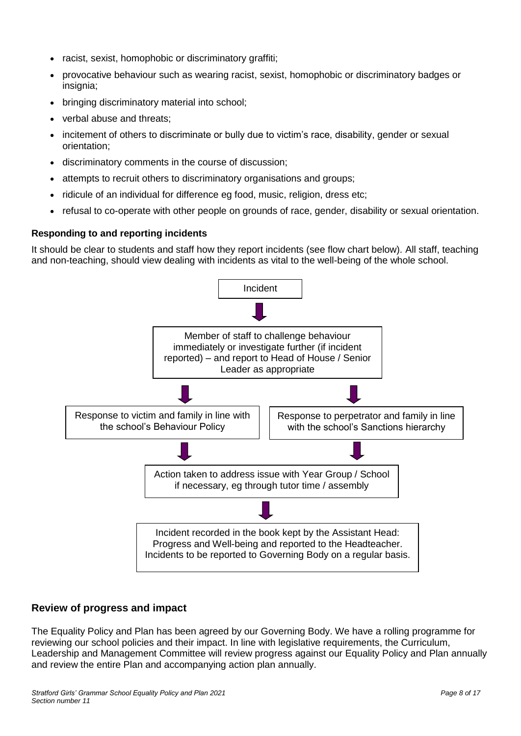- racist, sexist, homophobic or discriminatory graffiti;
- provocative behaviour such as wearing racist, sexist, homophobic or discriminatory badges or insignia;
- bringing discriminatory material into school;
- verbal abuse and threats;
- incitement of others to discriminate or bully due to victim's race, disability, gender or sexual orientation;
- discriminatory comments in the course of discussion;
- attempts to recruit others to discriminatory organisations and groups;
- ridicule of an individual for difference eg food, music, religion, dress etc;
- refusal to co-operate with other people on grounds of race, gender, disability or sexual orientation.

**Responding to and reporting incidents**

It should be clear to students and staff how they report incidents (see flow chart below). All staff, teaching and non-teaching, should view dealing with incidents as vital to the well-being of the whole school.

Incident

↓

Member of staff to challenge behaviour immediately or investigate further (if incident reported) – and report to Head of House / Senior Leader as appropriate

↓

Response to victim and family in line with the school's Behaviour Policy | Response to perpetrator and family in line with the school's Sanctions hierarchy

↓

Action taken to address issue with Year Group / School if necessary, eg through tutor time / assembly

↓

Incident recorded in the book kept by the Assistant Head: Progress and Well-being and reported to the Headteacher. Incidents to be reported to Governing Body on a regular basis.

## Review of progress and impact

The Equality Policy and Plan has been agreed by our Governing Body. We have a rolling programme for reviewing our school policies and their impact. In line with legislative requirements, the Curriculum, Leadership and Management Committee will review progress against our Equality Policy and Plan annually and review the entire Plan and accompanying action plan annually.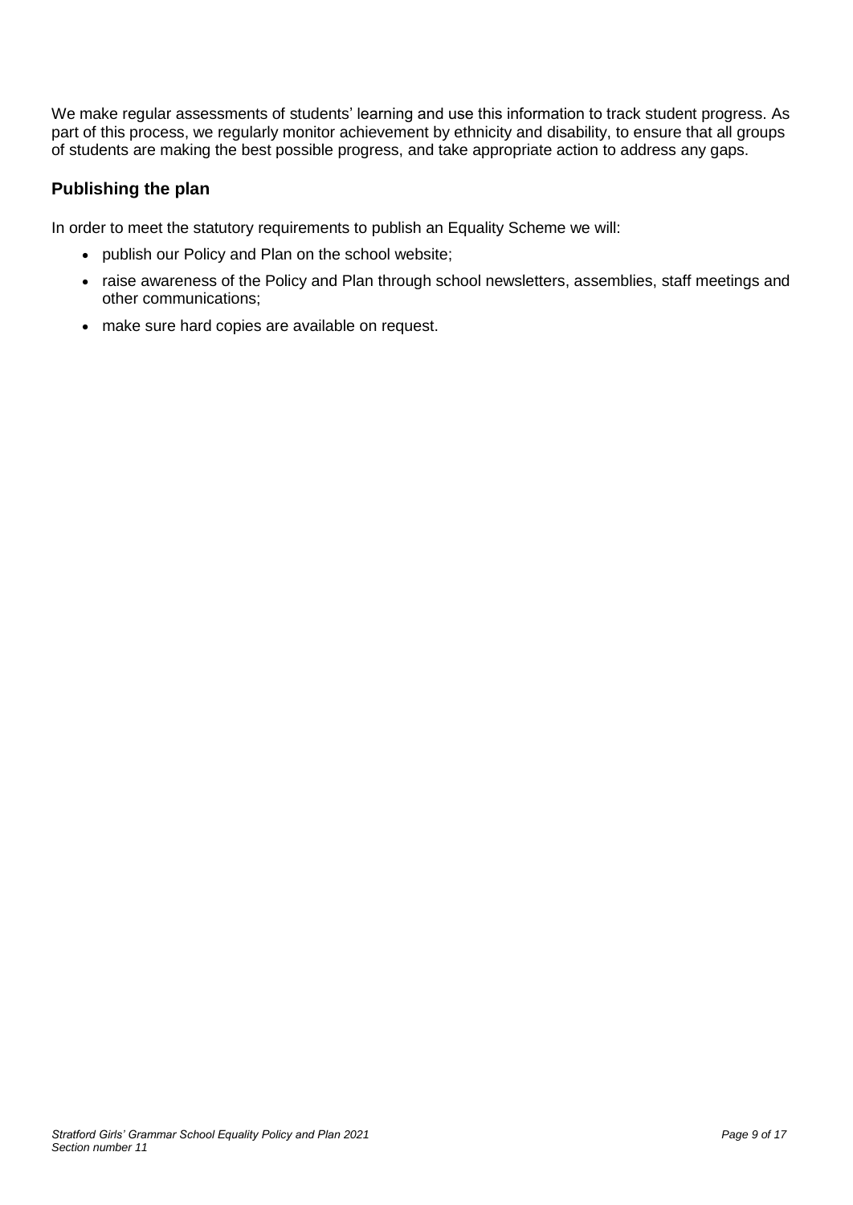We make regular assessments of students' learning and use this information to track student progress. As part of this process, we regularly monitor achievement by ethnicity and disability, to ensure that all groups of students are making the best possible progress, and take appropriate action to address any gaps.

## Publishing the plan

In order to meet the statutory requirements to publish an Equality Scheme we will:

- publish our Policy and Plan on the school website;
- raise awareness of the Policy and Plan through school newsletters, assemblies, staff meetings and other communications;
- make sure hard copies are available on request.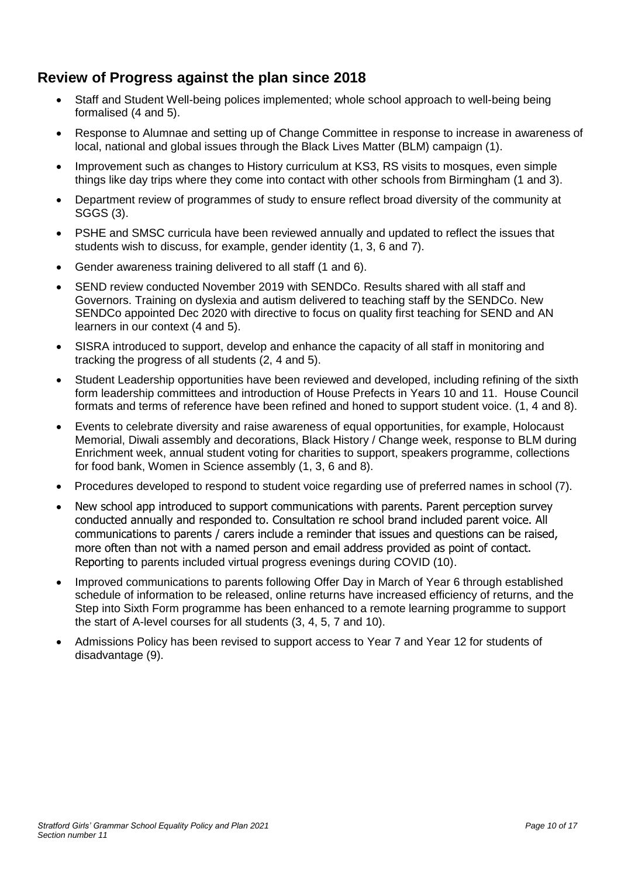## Review of Progress against the plan since 2018

- Staff and Student Well-being polices implemented; whole school approach to well-being being formalised (4 and 5).
- Response to Alumnae and setting up of Change Committee in response to increase in awareness of local, national and global issues through the Black Lives Matter (BLM) campaign (1).
- Improvement such as changes to History curriculum at KS3, RS visits to mosques, even simple things like day trips where they come into contact with other schools from Birmingham (1 and 3).
- Department review of programmes of study to ensure reflect broad diversity of the community at SGGS (3).
- PSHE and SMSC curricula have been reviewed annually and updated to reflect the issues that students wish to discuss, for example, gender identity (1, 3, 6 and 7).
- Gender awareness training delivered to all staff (1 and 6).
- SEND review conducted November 2019 with SENDCo. Results shared with all staff and Governors. Training on dyslexia and autism delivered to teaching staff by the SENDCo. New SENDCo appointed Dec 2020 with directive to focus on quality first teaching for SEND and AN learners in our context (4 and 5).
- SISRA introduced to support, develop and enhance the capacity of all staff in monitoring and tracking the progress of all students (2, 4 and 5).
- Student Leadership opportunities have been reviewed and developed, including refining of the sixth form leadership committees and introduction of House Prefects in Years 10 and 11. House Council formats and terms of reference have been refined and honed to support student voice. (1, 4 and 8).
- Events to celebrate diversity and raise awareness of equal opportunities, for example, Holocaust Memorial, Diwali assembly and decorations, Black History / Change week, response to BLM during Enrichment week, annual student voting for charities to support, speakers programme, collections for food bank, Women in Science assembly (1, 3, 6 and 8).
- Procedures developed to respond to student voice regarding use of preferred names in school (7).
- New school app introduced to support communications with parents. Parent perception survey conducted annually and responded to. Consultation re school brand included parent voice. All communications to parents / carers include a reminder that issues and questions can be raised, more often than not with a named person and email address provided as point of contact. Reporting to parents included virtual progress evenings during COVID (10).
- Improved communications to parents following Offer Day in March of Year 6 through established schedule of information to be released, online returns have increased efficiency of returns, and the Step into Sixth Form programme has been enhanced to a remote learning programme to support the start of A-level courses for all students (3, 4, 5, 7 and 10).
- Admissions Policy has been revised to support access to Year 7 and Year 12 for students of disadvantage (9).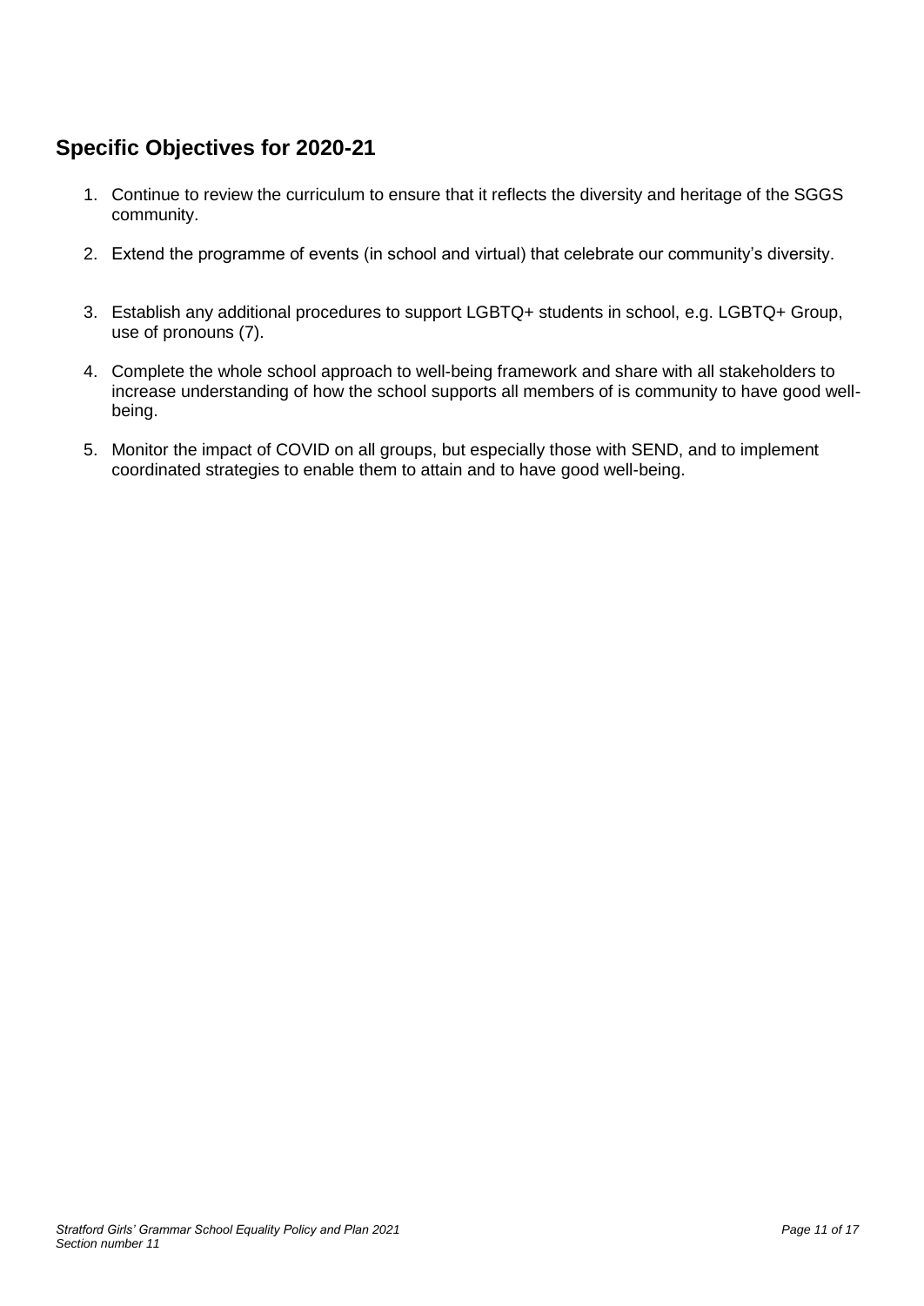## Specific Objectives for 2020-21

1. Continue to review the curriculum to ensure that it reflects the diversity and heritage of the SGGS community.
2. Extend the programme of events (in school and virtual) that celebrate our community's diversity.
3. Establish any additional procedures to support LGBTQ+ students in school, e.g. LGBTQ+ Group, use of pronouns (7).
4. Complete the whole school approach to well-being framework and share with all stakeholders to increase understanding of how the school supports all members of is community to have good well-being.
5. Monitor the impact of COVID on all groups, but especially those with SEND, and to implement coordinated strategies to enable them to attain and to have good well-being.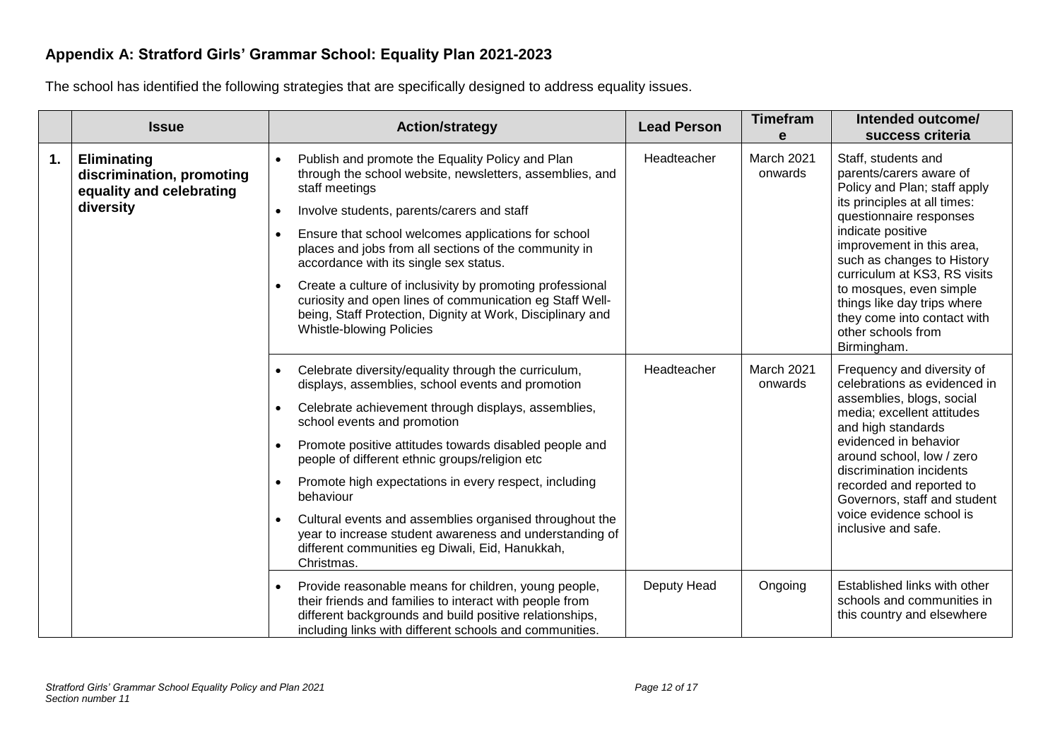## Appendix A: Stratford Girls' Grammar School: Equality Plan 2021-2023

The school has identified the following strategies that are specifically designed to address equality issues.

| | Issue | Action/strategy | Lead Person | Timeframe | Intended outcome/ success criteria |
|---|---|---|---|---|---|
| **1.** | **Eliminating discrimination, promoting equality and celebrating diversity** | • Publish and promote the Equality Policy and Plan through the school website, newsletters, assemblies, and staff meetings<br>• Involve students, parents/carers and staff<br>• Ensure that school welcomes applications for school places and jobs from all sections of the community in accordance with its single sex status.<br>• Create a culture of inclusivity by promoting professional curiosity and open lines of communication eg Staff Well-being, Staff Protection, Dignity at Work, Disciplinary and Whistle-blowing Policies | Headteacher | March 2021 onwards | Staff, students and parents/carers aware of Policy and Plan; staff apply its principles at all times: questionnaire responses indicate positive improvement in this area, such as changes to History curriculum at KS3, RS visits to mosques, even simple things like day trips where they come into contact with other schools from Birmingham. |
| | | • Celebrate diversity/equality through the curriculum, displays, assemblies, school events and promotion<br>• Celebrate achievement through displays, assemblies, school events and promotion<br>• Promote positive attitudes towards disabled people and people of different ethnic groups/religion etc<br>• Promote high expectations in every respect, including behaviour<br>• Cultural events and assemblies organised throughout the year to increase student awareness and understanding of different communities eg Diwali, Eid, Hanukkah, Christmas. | Headteacher | March 2021 onwards | Frequency and diversity of celebrations as evidenced in assemblies, blogs, social media; excellent attitudes and high standards evidenced in behavior around school, low / zero discrimination incidents recorded and reported to Governors, staff and student voice evidence school is inclusive and safe. |
| | | • Provide reasonable means for children, young people, their friends and families to interact with people from different backgrounds and build positive relationships, including links with different schools and communities. | Deputy Head | Ongoing | Established links with other schools and communities in this country and elsewhere |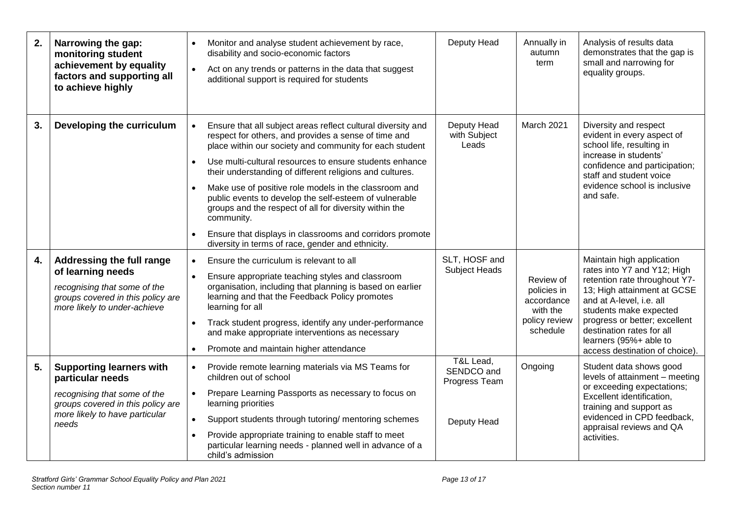| | | | | | |
|---|---|---|---|---|---|
| **2.** | **Narrowing the gap: monitoring student achievement by equality factors and supporting all to achieve highly** | • Monitor and analyse student achievement by race, disability and socio-economic factors<br>• Act on any trends or patterns in the data that suggest additional support is required for students | Deputy Head | Annually in autumn term | Analysis of results data demonstrates that the gap is small and narrowing for equality groups. |
| **3.** | **Developing the curriculum** | • Ensure that all subject areas reflect cultural diversity and respect for others, and provides a sense of time and place within our society and community for each student<br>• Use multi-cultural resources to ensure students enhance their understanding of different religions and cultures.<br>• Make use of positive role models in the classroom and public events to develop the self-esteem of vulnerable groups and the respect of all for diversity within the community.<br>• Ensure that displays in classrooms and corridors promote diversity in terms of race, gender and ethnicity. | Deputy Head with Subject Leads | March 2021 | Diversity and respect evident in every aspect of school life, resulting in increase in students' confidence and participation; staff and student voice evidence school is inclusive and safe. |
| **4.** | **Addressing the full range of learning needs**<br>*recognising that some of the groups covered in this policy are more likely to under-achieve* | • Ensure the curriculum is relevant to all<br>• Ensure appropriate teaching styles and classroom organisation, including that planning is based on earlier learning and that the Feedback Policy promotes learning for all<br>• Track student progress, identify any under-performance and make appropriate interventions as necessary<br>• Promote and maintain higher attendance | SLT, HOSF and Subject Heads | Review of policies in accordance with the policy review schedule | Maintain high application rates into Y7 and Y12; High retention rate throughout Y7-13; High attainment at GCSE and at A-level, i.e. all students make expected progress or better; excellent destination rates for all learners (95%+ able to access destination of choice). |
| **5.** | **Supporting learners with particular needs**<br>*recognising that some of the groups covered in this policy are more likely to have particular needs* | • Provide remote learning materials via MS Teams for children out of school<br>• Prepare Learning Passports as necessary to focus on learning priorities<br>• Support students through tutoring/ mentoring schemes<br>• Provide appropriate training to enable staff to meet particular learning needs - planned well in advance of a child's admission | T&L Lead, SENDCO and Progress Team<br><br>Deputy Head | Ongoing | Student data shows good levels of attainment – meeting or exceeding expectations; Excellent identification, training and support as evidenced in CPD feedback, appraisal reviews and QA activities. |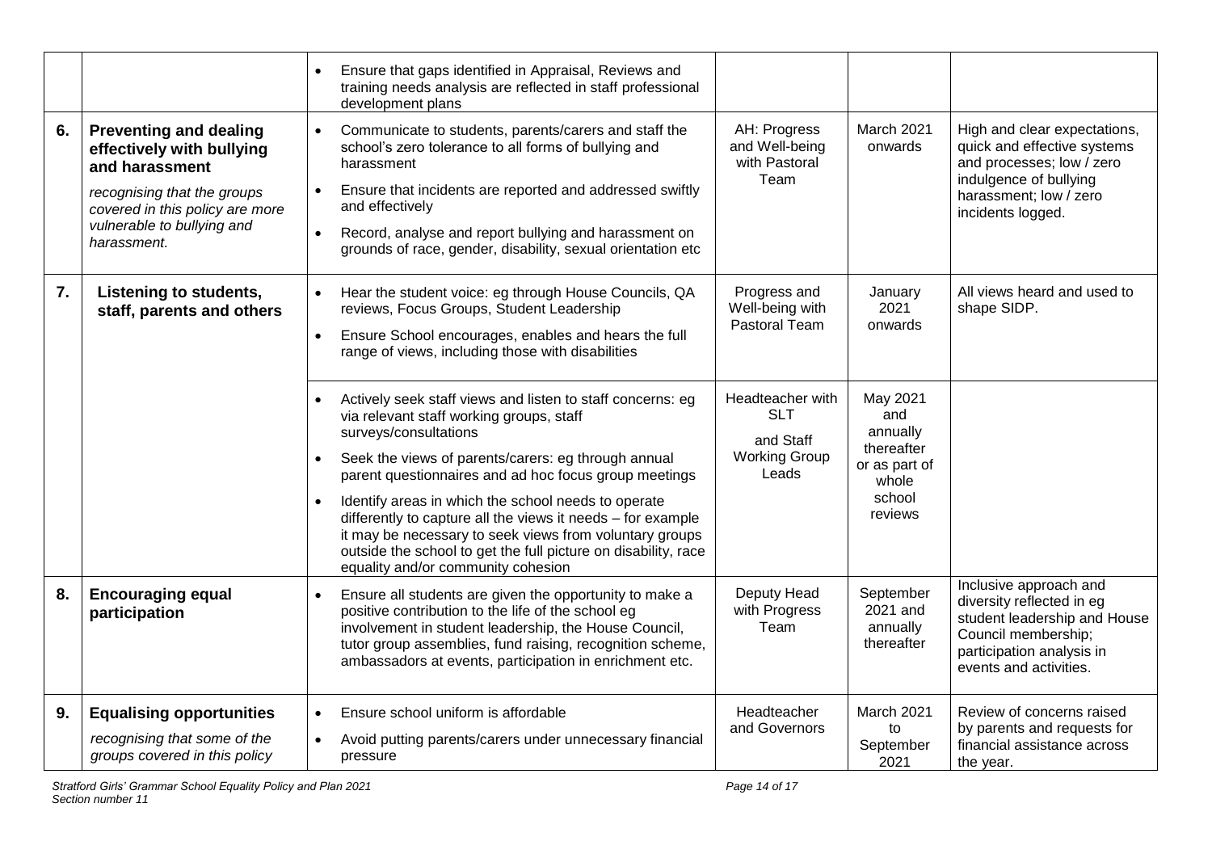| | | | | | |
|---|---|---|---|---|---|
| | | • Ensure that gaps identified in Appraisal, Reviews and training needs analysis are reflected in staff professional development plans | | | |
| **6.** | **Preventing and dealing effectively with bullying and harassment** <br> *recognising that the groups covered in this policy are more vulnerable to bullying and harassment.* | • Communicate to students, parents/carers and staff the school's zero tolerance to all forms of bullying and harassment <br> • Ensure that incidents are reported and addressed swiftly and effectively <br> • Record, analyse and report bullying and harassment on grounds of race, gender, disability, sexual orientation etc | AH: Progress and Well-being with Pastoral Team | March 2021 onwards | High and clear expectations, quick and effective systems and processes; low / zero indulgence of bullying harassment; low / zero incidents logged. |
| **7.** | **Listening to students, staff, parents and others** | • Hear the student voice: eg through House Councils, QA reviews, Focus Groups, Student Leadership <br> • Ensure School encourages, enables and hears the full range of views, including those with disabilities | Progress and Well-being with Pastoral Team | January 2021 onwards | All views heard and used to shape SIDP. |
| | | • Actively seek staff views and listen to staff concerns: eg via relevant staff working groups, staff surveys/consultations <br> • Seek the views of parents/carers: eg through annual parent questionnaires and ad hoc focus group meetings <br> • Identify areas in which the school needs to operate differently to capture all the views it needs – for example it may be necessary to seek views from voluntary groups outside the school to get the full picture on disability, race equality and/or community cohesion | Headteacher with SLT and Staff Working Group Leads | May 2021 and annually thereafter or as part of whole school reviews | |
| **8.** | **Encouraging equal participation** | • Ensure all students are given the opportunity to make a positive contribution to the life of the school eg involvement in student leadership, the House Council, tutor group assemblies, fund raising, recognition scheme, ambassadors at events, participation in enrichment etc. | Deputy Head with Progress Team | September 2021 and annually thereafter | Inclusive approach and diversity reflected in eg student leadership and House Council membership; participation analysis in events and activities. |
| **9.** | **Equalising opportunities** <br> *recognising that some of the groups covered in this policy* | • Ensure school uniform is affordable <br> • Avoid putting parents/carers under unnecessary financial pressure | Headteacher and Governors | March 2021 to September 2021 | Review of concerns raised by parents and requests for financial assistance across the year. |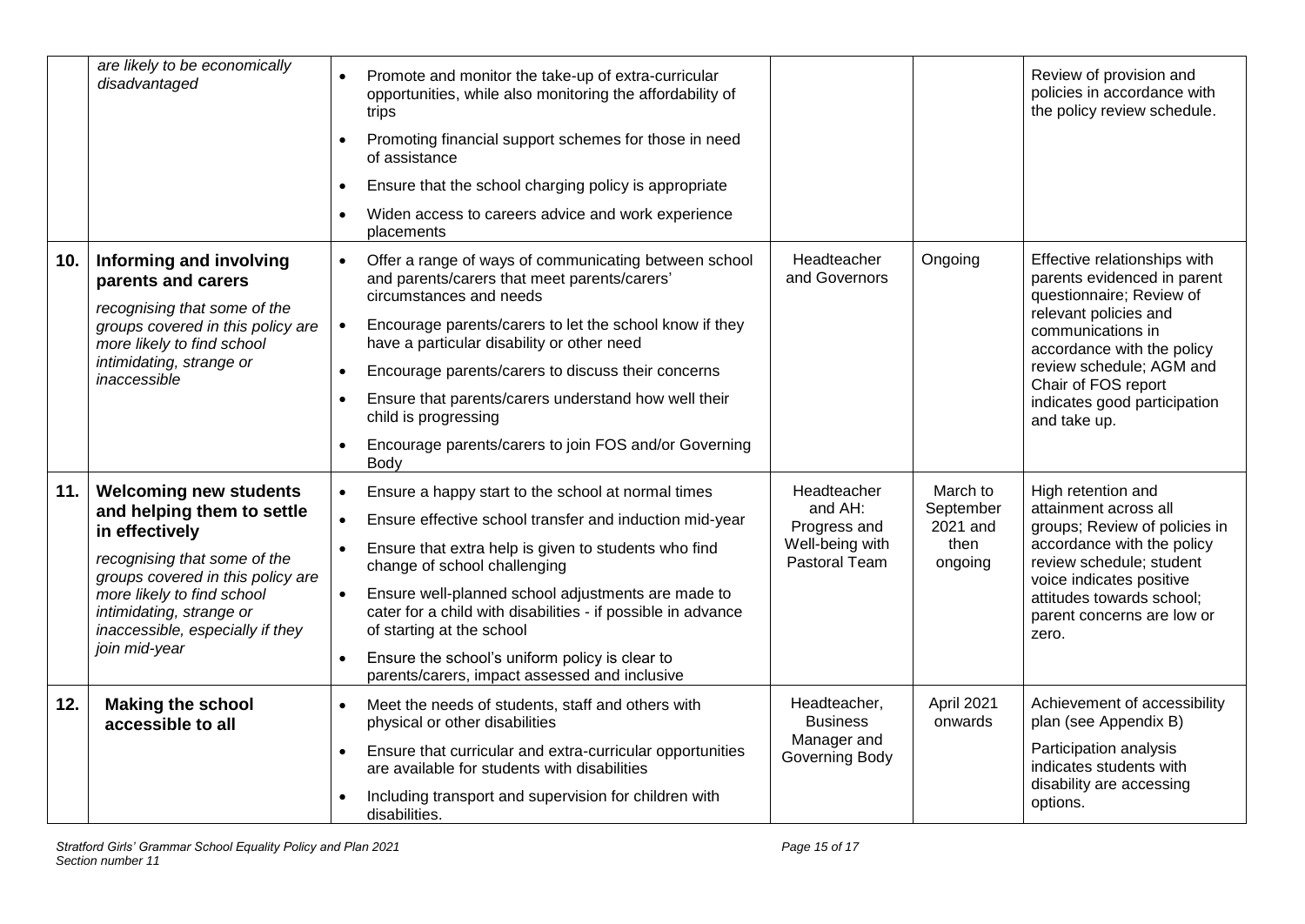| | | | | | |
|---|---|---|---|---|---|
| | *are likely to be economically disadvantaged* | • Promote and monitor the take-up of extra-curricular opportunities, while also monitoring the affordability of trips<br>• Promoting financial support schemes for those in need of assistance<br>• Ensure that the school charging policy is appropriate<br>• Widen access to careers advice and work experience placements | | | Review of provision and policies in accordance with the policy review schedule. |
| **10.** | **Informing and involving parents and carers**<br>*recognising that some of the groups covered in this policy are more likely to find school intimidating, strange or inaccessible* | • Offer a range of ways of communicating between school and parents/carers that meet parents/carers' circumstances and needs<br>• Encourage parents/carers to let the school know if they have a particular disability or other need<br>• Encourage parents/carers to discuss their concerns<br>• Ensure that parents/carers understand how well their child is progressing<br>• Encourage parents/carers to join FOS and/or Governing Body | Headteacher and Governors | Ongoing | Effective relationships with parents evidenced in parent questionnaire; Review of relevant policies and communications in accordance with the policy review schedule; AGM and Chair of FOS report indicates good participation and take up. |
| **11.** | **Welcoming new students and helping them to settle in effectively**<br>*recognising that some of the groups covered in this policy are more likely to find school intimidating, strange or inaccessible, especially if they join mid-year* | • Ensure a happy start to the school at normal times<br>• Ensure effective school transfer and induction mid-year<br>• Ensure that extra help is given to students who find change of school challenging<br>• Ensure well-planned school adjustments are made to cater for a child with disabilities - if possible in advance of starting at the school<br>• Ensure the school's uniform policy is clear to parents/carers, impact assessed and inclusive | Headteacher and AH: Progress and Well-being with Pastoral Team | March to September 2021 and then ongoing | High retention and attainment across all groups; Review of policies in accordance with the policy review schedule; student voice indicates positive attitudes towards school; parent concerns are low or zero. |
| **12.** | **Making the school accessible to all** | • Meet the needs of students, staff and others with physical or other disabilities<br>• Ensure that curricular and extra-curricular opportunities are available for students with disabilities<br>• Including transport and supervision for children with disabilities. | Headteacher, Business Manager and Governing Body | April 2021 onwards | Achievement of accessibility plan (see Appendix B)<br>Participation analysis indicates students with disability are accessing options. |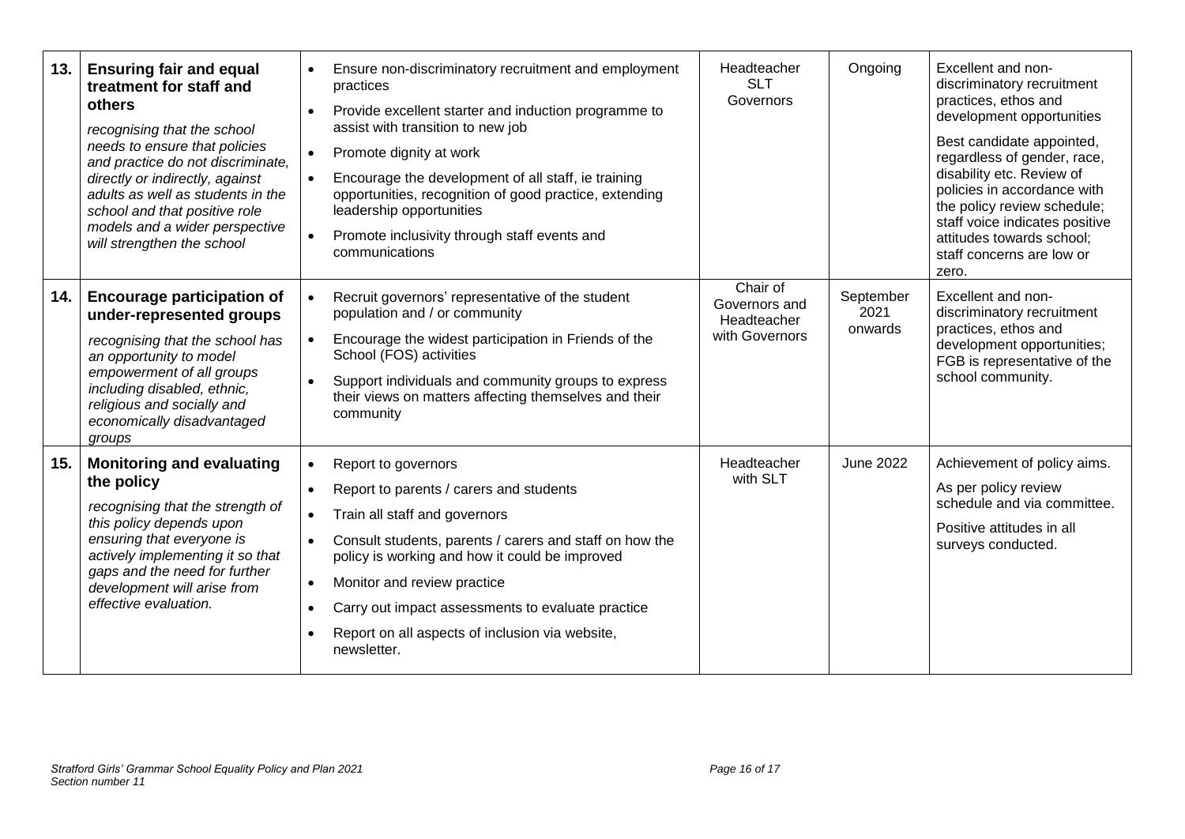| 13. | **Ensuring fair and equal treatment for staff and others**<br>*recognising that the school needs to ensure that policies and practice do not discriminate, directly or indirectly, against adults as well as students in the school and that positive role models and a wider perspective will strengthen the school* | • Ensure non-discriminatory recruitment and employment practices<br>• Provide excellent starter and induction programme to assist with transition to new job<br>• Promote dignity at work<br>• Encourage the development of all staff, ie training opportunities, recognition of good practice, extending leadership opportunities<br>• Promote inclusivity through staff events and communications | Headteacher<br>SLT<br>Governors | Ongoing | Excellent and non-discriminatory recruitment practices, ethos and development opportunities<br>Best candidate appointed, regardless of gender, race, disability etc. Review of policies in accordance with the policy review schedule; staff voice indicates positive attitudes towards school; staff concerns are low or zero. |
|---|---|---|---|---|---|
| 14. | **Encourage participation of under-represented groups**<br>*recognising that the school has an opportunity to model empowerment of all groups including disabled, ethnic, religious and socially and economically disadvantaged groups* | • Recruit governors' representative of the student population and / or community<br>• Encourage the widest participation in Friends of the School (FOS) activities<br>• Support individuals and community groups to express their views on matters affecting themselves and their community | Chair of Governors and Headteacher with Governors | September 2021 onwards | Excellent and non-discriminatory recruitment practices, ethos and development opportunities; FGB is representative of the school community. |
| 15. | **Monitoring and evaluating the policy**<br>*recognising that the strength of this policy depends upon ensuring that everyone is actively implementing it so that gaps and the need for further development will arise from effective evaluation.* | • Report to governors<br>• Report to parents / carers and students<br>• Train all staff and governors<br>• Consult students, parents / carers and staff on how the policy is working and how it could be improved<br>• Monitor and review practice<br>• Carry out impact assessments to evaluate practice<br>• Report on all aspects of inclusion via website, newsletter. | Headteacher with SLT | June 2022 | Achievement of policy aims.<br>As per policy review schedule and via committee.<br>Positive attitudes in all surveys conducted. |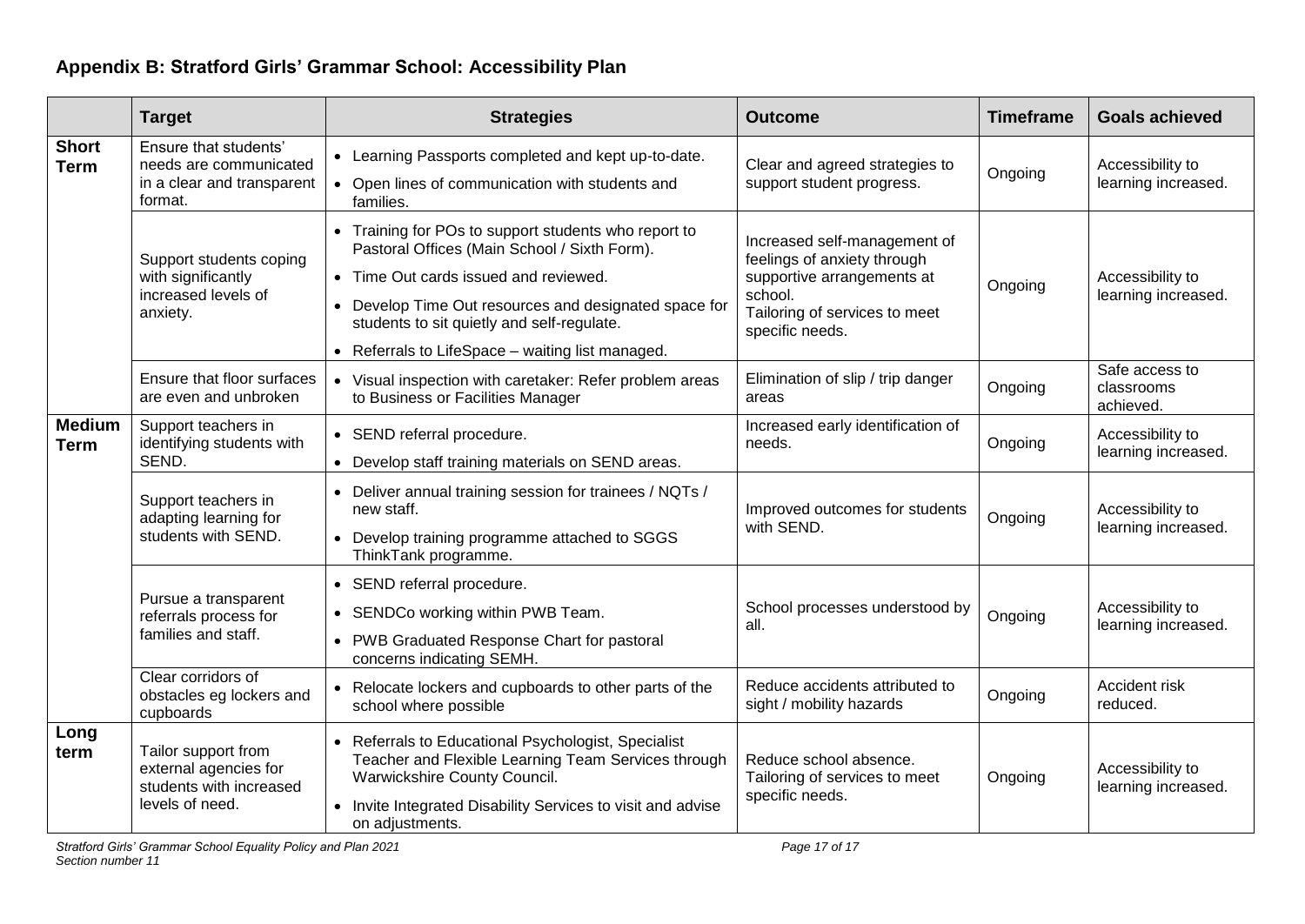## Appendix B: Stratford Girls' Grammar School: Accessibility Plan

| | Target | Strategies | Outcome | Timeframe | Goals achieved |
|---|---|---|---|---|---|
| **Short Term** | Ensure that students' needs are communicated in a clear and transparent format. | • Learning Passports completed and kept up-to-date.<br>• Open lines of communication with students and families. | Clear and agreed strategies to support student progress. | Ongoing | Accessibility to learning increased. |
| | Support students coping with significantly increased levels of anxiety. | • Training for POs to support students who report to Pastoral Offices (Main School / Sixth Form).<br>• Time Out cards issued and reviewed.<br>• Develop Time Out resources and designated space for students to sit quietly and self-regulate.<br>• Referrals to LifeSpace – waiting list managed. | Increased self-management of feelings of anxiety through supportive arrangements at school.<br>Tailoring of services to meet specific needs. | Ongoing | Accessibility to learning increased. |
| | Ensure that floor surfaces are even and unbroken | • Visual inspection with caretaker: Refer problem areas to Business or Facilities Manager | Elimination of slip / trip danger areas | Ongoing | Safe access to classrooms achieved. |
| **Medium Term** | Support teachers in identifying students with SEND. | • SEND referral procedure.<br>• Develop staff training materials on SEND areas. | Increased early identification of needs. | Ongoing | Accessibility to learning increased. |
| | Support teachers in adapting learning for students with SEND. | • Deliver annual training session for trainees / NQTs / new staff.<br>• Develop training programme attached to SGGS ThinkTank programme. | Improved outcomes for students with SEND. | Ongoing | Accessibility to learning increased. |
| | Pursue a transparent referrals process for families and staff. | • SEND referral procedure.<br>• SENDCo working within PWB Team.<br>• PWB Graduated Response Chart for pastoral concerns indicating SEMH. | School processes understood by all. | Ongoing | Accessibility to learning increased. |
| | Clear corridors of obstacles eg lockers and cupboards | • Relocate lockers and cupboards to other parts of the school where possible | Reduce accidents attributed to sight / mobility hazards | Ongoing | Accident risk reduced. |
| **Long term** | Tailor support from external agencies for students with increased levels of need. | • Referrals to Educational Psychologist, Specialist Teacher and Flexible Learning Team Services through Warwickshire County Council.<br>• Invite Integrated Disability Services to visit and advise on adjustments. | Reduce school absence.<br>Tailoring of services to meet specific needs. | Ongoing | Accessibility to learning increased. |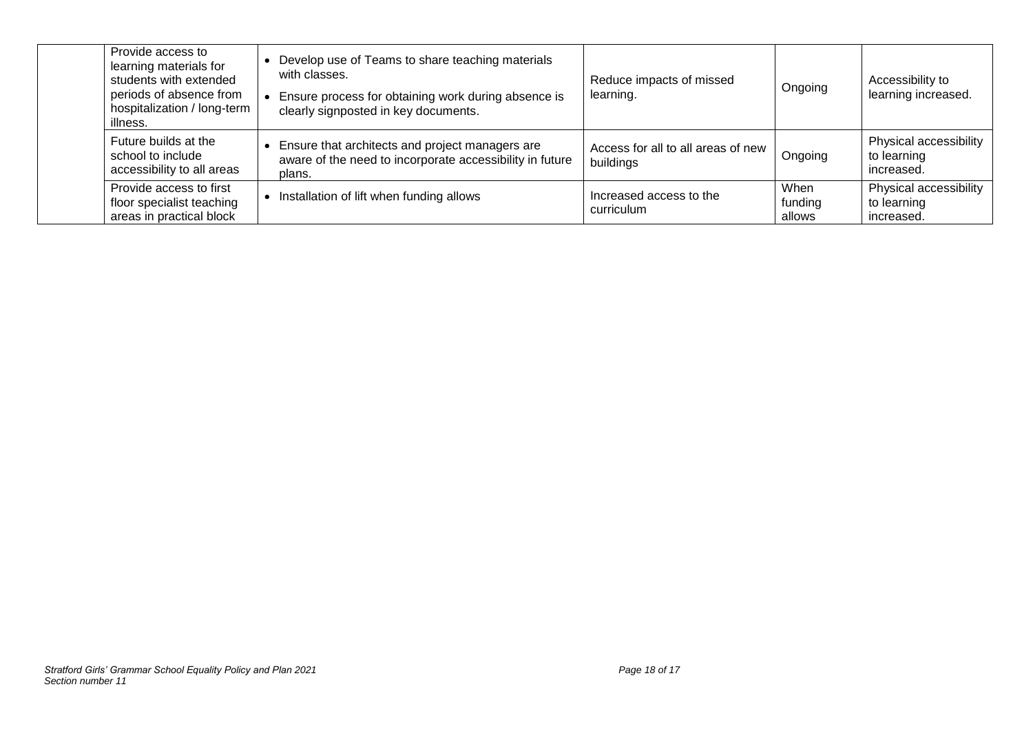| | | | | | |
|---|---|---|---|---|---|
| | Provide access to learning materials for students with extended periods of absence from hospitalization / long-term illness. | • Develop use of Teams to share teaching materials with classes.<br>• Ensure process for obtaining work during absence is clearly signposted in key documents. | Reduce impacts of missed learning. | Ongoing | Accessibility to learning increased. |
| | Future builds at the school to include accessibility to all areas | • Ensure that architects and project managers are aware of the need to incorporate accessibility in future plans. | Access for all to all areas of new buildings | Ongoing | Physical accessibility to learning increased. |
| | Provide access to first floor specialist teaching areas in practical block | • Installation of lift when funding allows | Increased access to the curriculum | When funding allows | Physical accessibility to learning increased. |